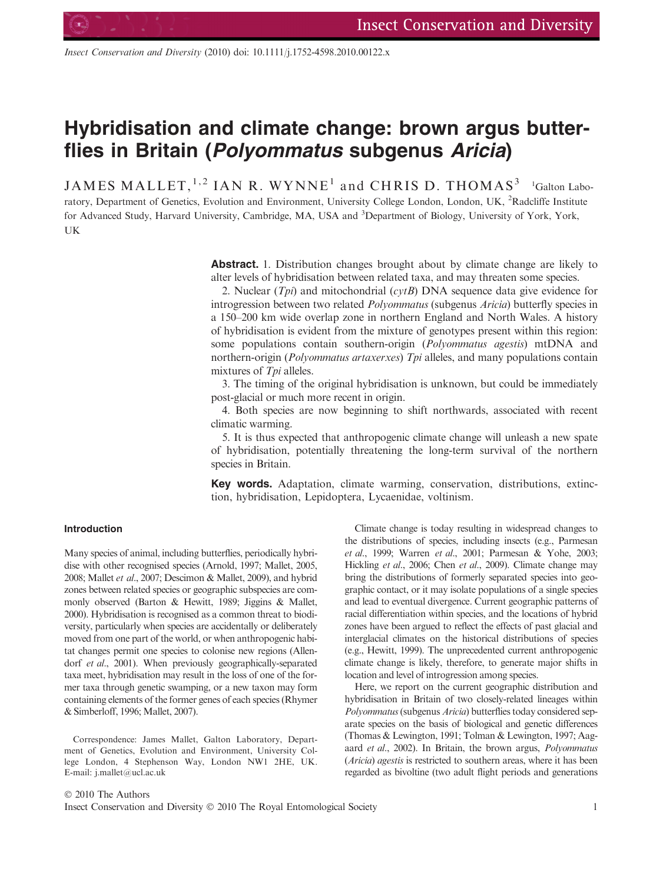*Insect Conservation and Diversity* (2010) doi: 10.1111/j.1752-4598.2010.00122.x

# Hybridisation and climate change: brown argus butterflies in Britain (*Polyommatus* subgenus *Aricia*)

JAMES MALLET,[1,2] IAN R. WYNNE[1] and CHRIS D. THOMAS[3] [1]Galton Laboratory, Department of Genetics, Evolution and Environment, University College London, London, UK, [2]Radcliffe Institute for Advanced Study, Harvard University, Cambridge, MA, USA and [3]Department of Biology, University of York, York, UK

**Abstract.** 1. Distribution changes brought about by climate change are likely to alter levels of hybridisation between related taxa, and may threaten some species.

2. Nuclear (*Tpi*) and mitochondrial (*cytB*) DNA sequence data give evidence for introgression between two related *Polyommatus* (subgenus *Aricia*) butterfly species in a 150–200 km wide overlap zone in northern England and North Wales. A history of hybridisation is evident from the mixture of genotypes present within this region: some populations contain southern-origin (*Polyommatus agestis*) mtDNA and northern-origin (*Polyommatus artaxerxes*) *Tpi* alleles, and many populations contain mixtures of *Tpi* alleles.

3. The timing of the original hybridisation is unknown, but could be immediately post-glacial or much more recent in origin.

4. Both species are now beginning to shift northwards, associated with recent climatic warming.

5. It is thus expected that anthropogenic climate change will unleash a new spate of hybridisation, potentially threatening the long-term survival of the northern species in Britain.

**Key words.** Adaptation, climate warming, conservation, distributions, extinction, hybridisation, Lepidoptera, Lycaenidae, voltinism.

## Introduction

Many species of animal, including butterflies, periodically hybridise with other recognised species (Arnold, 1997; Mallet, 2005, 2008; Mallet *et al*., 2007; Descimon & Mallet, 2009), and hybrid zones between related species or geographic subspecies are commonly observed (Barton & Hewitt, 1989; Jiggins & Mallet, 2000). Hybridisation is recognised as a common threat to biodiversity, particularly when species are accidentally or deliberately moved from one part of the world, or when anthropogenic habitat changes permit one species to colonise new regions (Allendorf *et al*., 2001). When previously geographically-separated taxa meet, hybridisation may result in the loss of one of the former taxa through genetic swamping, or a new taxon may form containing elements of the former genes of each species (Rhymer & Simberloff, 1996; Mallet, 2007).

Correspondence: James Mallet, Galton Laboratory, Department of Genetics, Evolution and Environment, University College London, 4 Stephenson Way, London NW1 2HE, UK. E-mail: j.mallet@ucl.ac.uk

Climate change is today resulting in widespread changes to the distributions of species, including insects (e.g., Parmesan *et al*., 1999; Warren *et al*., 2001; Parmesan & Yohe, 2003; Hickling *et al*., 2006; Chen *et al*., 2009). Climate change may bring the distributions of formerly separated species into geographic contact, or it may isolate populations of a single species and lead to eventual divergence. Current geographic patterns of racial differentiation within species, and the locations of hybrid zones have been argued to reflect the effects of past glacial and interglacial climates on the historical distributions of species (e.g., Hewitt, 1999). The unprecedented current anthropogenic climate change is likely, therefore, to generate major shifts in location and level of introgression among species.

Here, we report on the current geographic distribution and hybridisation in Britain of two closely-related lineages within *Polyommatus* (subgenus *Aricia*) butterflies today considered separate species on the basis of biological and genetic differences (Thomas & Lewington, 1991; Tolman & Lewington, 1997; Aagaard *et al*., 2002). In Britain, the brown argus, *Polyommatus* (*Aricia*) *agestis* is restricted to southern areas, where it has been regarded as bivoltine (two adult flight periods and generations

© 2010 The Authors
Insect Conservation and Diversity © 2010 The Royal Entomological Society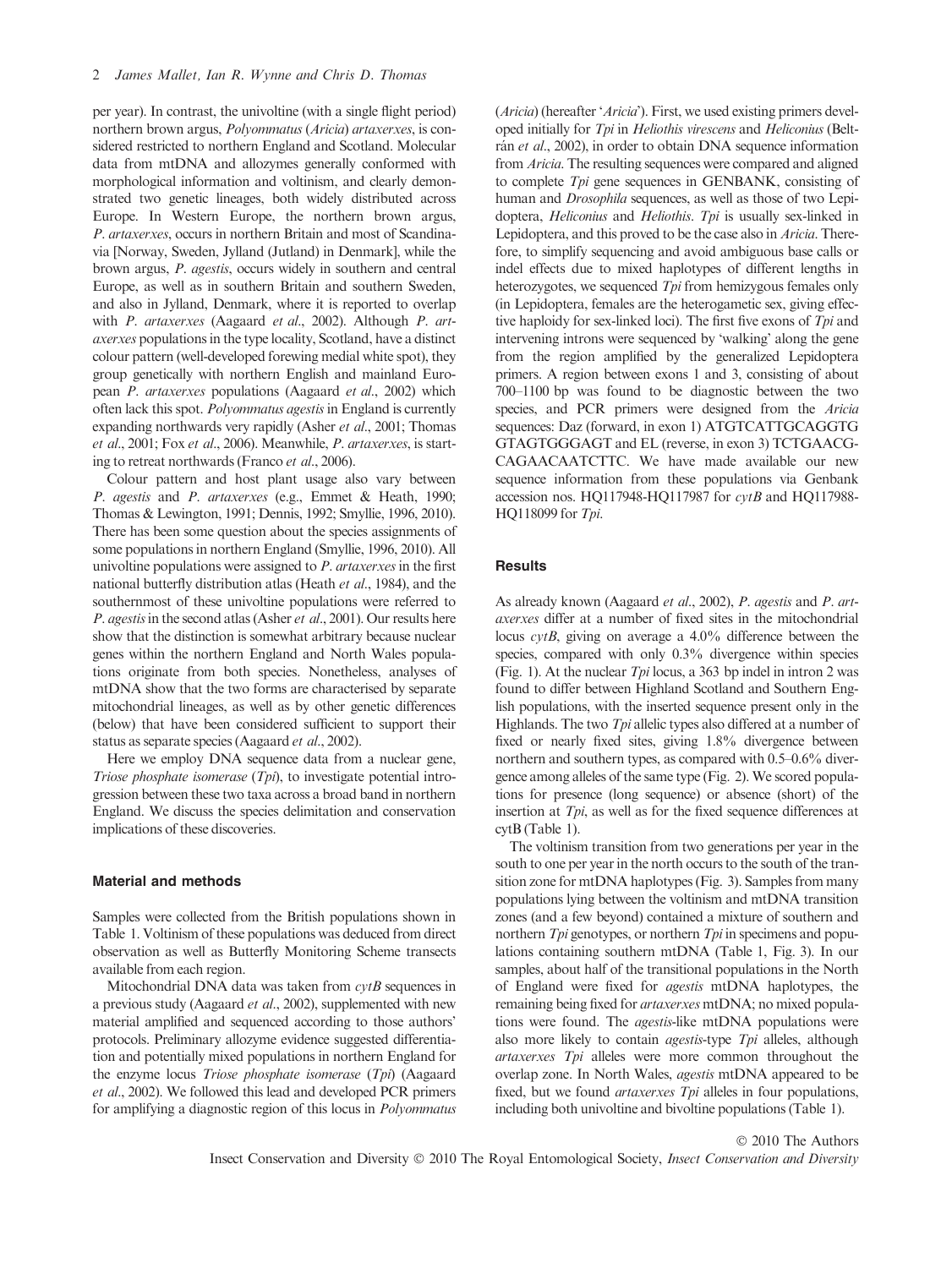per year). In contrast, the univoltine (with a single flight period) northern brown argus, *Polyommatus* (*Aricia*) *artaxerxes*, is considered restricted to northern England and Scotland. Molecular data from mtDNA and allozymes generally conformed with morphological information and voltinism, and clearly demonstrated two genetic lineages, both widely distributed across Europe. In Western Europe, the northern brown argus, *P. artaxerxes*, occurs in northern Britain and most of Scandinavia [Norway, Sweden, Jylland (Jutland) in Denmark], while the brown argus, *P. agestis*, occurs widely in southern and central Europe, as well as in southern Britain and southern Sweden, and also in Jylland, Denmark, where it is reported to overlap with *P. artaxerxes* (Aagaard *et al*., 2002). Although *P. artaxerxes* populations in the type locality, Scotland, have a distinct colour pattern (well-developed forewing medial white spot), they group genetically with northern English and mainland European *P. artaxerxes* populations (Aagaard *et al*., 2002) which often lack this spot. *Polyommatus agestis* in England is currently expanding northwards very rapidly (Asher *et al*., 2001; Thomas *et al*., 2001; Fox *et al*., 2006). Meanwhile, *P. artaxerxes*, is starting to retreat northwards (Franco *et al*., 2006).

Colour pattern and host plant usage also vary between *P. agestis* and *P. artaxerxes* (e.g., Emmet & Heath, 1990; Thomas & Lewington, 1991; Dennis, 1992; Smyllie, 1996, 2010). There has been some question about the species assignments of some populations in northern England (Smyllie, 1996, 2010). All univoltine populations were assigned to *P. artaxerxes* in the first national butterfly distribution atlas (Heath *et al*., 1984), and the southernmost of these univoltine populations were referred to *P. agestis* in the second atlas (Asher *et al*., 2001). Our results here show that the distinction is somewhat arbitrary because nuclear genes within the northern England and North Wales populations originate from both species. Nonetheless, analyses of mtDNA show that the two forms are characterised by separate mitochondrial lineages, as well as by other genetic differences (below) that have been considered sufficient to support their status as separate species (Aagaard *et al*., 2002).

Here we employ DNA sequence data from a nuclear gene, *Triose phosphate isomerase* (*Tpi*), to investigate potential introgression between these two taxa across a broad band in northern England. We discuss the species delimitation and conservation implications of these discoveries.

## Material and methods

Samples were collected from the British populations shown in Table 1. Voltinism of these populations was deduced from direct observation as well as Butterfly Monitoring Scheme transects available from each region.

Mitochondrial DNA data was taken from *cytB* sequences in a previous study (Aagaard *et al*., 2002), supplemented with new material amplified and sequenced according to those authors' protocols. Preliminary allozyme evidence suggested differentiation and potentially mixed populations in northern England for the enzyme locus *Triose phosphate isomerase* (*Tpi*) (Aagaard *et al*., 2002). We followed this lead and developed PCR primers for amplifying a diagnostic region of this locus in *Polyommatus* (*Aricia*) (hereafter '*Aricia*'). First, we used existing primers developed initially for *Tpi* in *Heliothis virescens* and *Heliconius* (Beltrán *et al*., 2002), in order to obtain DNA sequence information from *Aricia*. The resulting sequences were compared and aligned to complete *Tpi* gene sequences in GENBANK, consisting of human and *Drosophila* sequences, as well as those of two Lepidoptera, *Heliconius* and *Heliothis*. *Tpi* is usually sex-linked in Lepidoptera, and this proved to be the case also in *Aricia*. Therefore, to simplify sequencing and avoid ambiguous base calls or indel effects due to mixed haplotypes of different lengths in heterozygotes, we sequenced *Tpi* from hemizygous females only (in Lepidoptera, females are the heterogametic sex, giving effective haploidy for sex-linked loci). The first five exons of *Tpi* and intervening introns were sequenced by 'walking' along the gene from the region amplified by the generalized Lepidoptera primers. A region between exons 1 and 3, consisting of about 700–1100 bp was found to be diagnostic between the two species, and PCR primers were designed from the *Aricia* sequences: Daz (forward, in exon 1) ATGTCATTGCAGGTGGTAGTGGGAGT and EL (reverse, in exon 3) TCTGAACGCAGAACAATCTTC. We have made available our new sequence information from these populations via Genbank accession nos. HQ117948-HQ117987 for *cytB* and HQ117988-HQ118099 for *Tpi*.

## Results

As already known (Aagaard *et al*., 2002), *P. agestis* and *P. artaxerxes* differ at a number of fixed sites in the mitochondrial locus *cytB*, giving on average a 4.0% difference between the species, compared with only 0.3% divergence within species (Fig. 1). At the nuclear *Tpi* locus, a 363 bp indel in intron 2 was found to differ between Highland Scotland and Southern English populations, with the inserted sequence present only in the Highlands. The two *Tpi* allelic types also differed at a number of fixed or nearly fixed sites, giving 1.8% divergence between northern and southern types, as compared with 0.5–0.6% divergence among alleles of the same type (Fig. 2). We scored populations for presence (long sequence) or absence (short) of the insertion at *Tpi*, as well as for the fixed sequence differences at cytB (Table 1).

The voltinism transition from two generations per year in the south to one per year in the north occurs to the south of the transition zone for mtDNA haplotypes (Fig. 3). Samples from many populations lying between the voltinism and mtDNA transition zones (and a few beyond) contained a mixture of southern and northern *Tpi* genotypes, or northern *Tpi* in specimens and populations containing southern mtDNA (Table 1, Fig. 3). In our samples, about half of the transitional populations in the North of England were fixed for *agestis* mtDNA haplotypes, the remaining being fixed for *artaxerxes* mtDNA; no mixed populations were found. The *agestis*-like mtDNA populations were also more likely to contain *agestis*-type *Tpi* alleles, although *artaxerxes Tpi* alleles were more common throughout the overlap zone. In North Wales, *agestis* mtDNA appeared to be fixed, but we found *artaxerxes Tpi* alleles in four populations, including both univoltine and bivoltine populations (Table 1).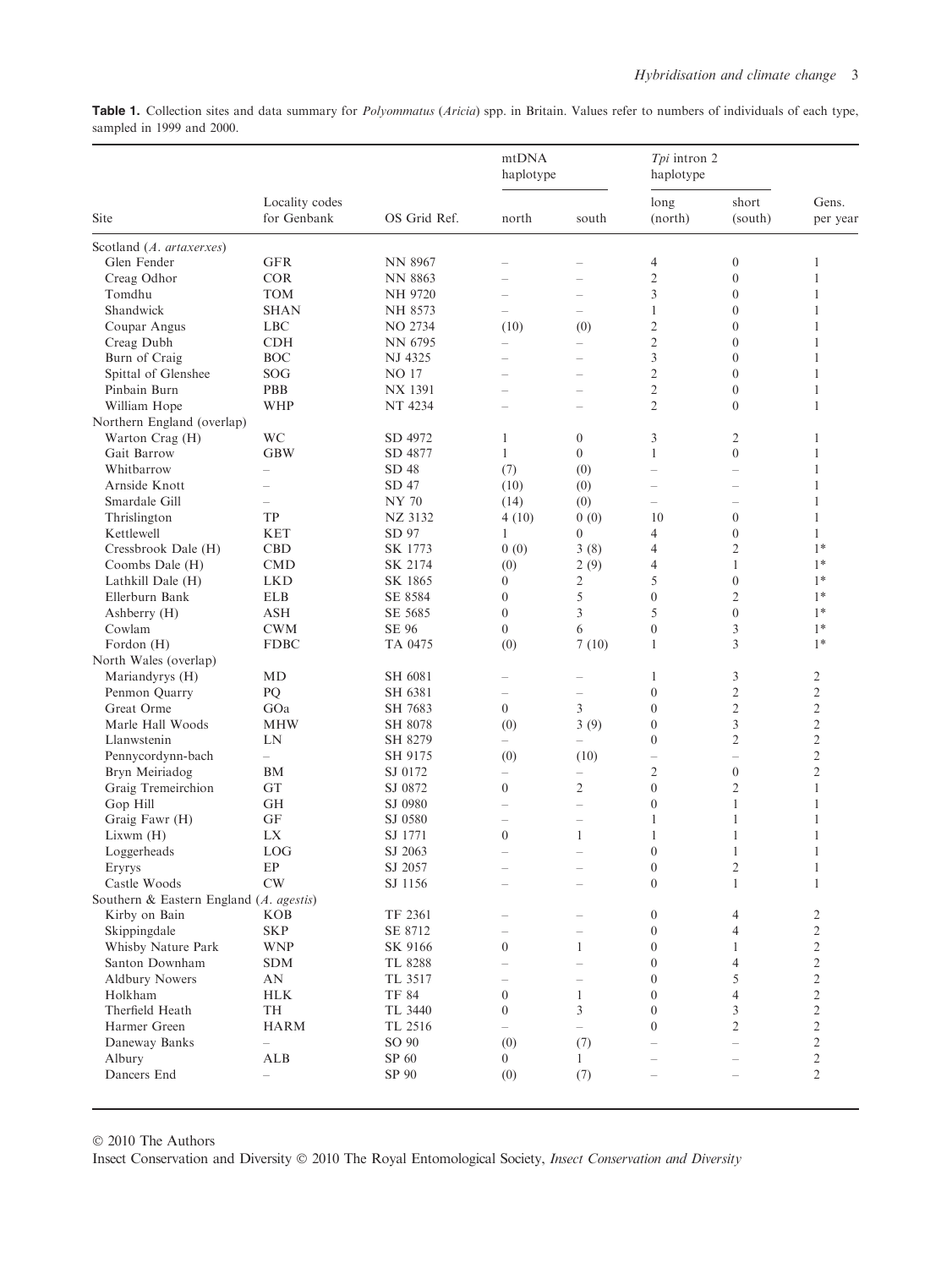**Table 1.** Collection sites and data summary for *Polyommatus* (*Aricia*) spp. in Britain. Values refer to numbers of individuals of each type, sampled in 1999 and 2000.

| Site | Locality codes for Genbank | OS Grid Ref. | mtDNA haplotype | | *Tpi* intron 2 haplotype | | Gens. per year |
|---|---|---|---|---|---|---|---|
| | | | north | south | long (north) | short (south) | |
| Scotland (*A. artaxerxes*) | | | | | | | |
| Glen Fender | GFR | NN 8967 | – | – | 4 | 0 | 1 |
| Creag Odhor | COR | NN 8863 | – | – | 2 | 0 | 1 |
| Tomdhu | TOM | NH 9720 | – | – | 3 | 0 | 1 |
| Shandwick | SHAN | NH 8573 | – | – | 1 | 0 | 1 |
| Coupar Angus | LBC | NO 2734 | (10) | (0) | 2 | 0 | 1 |
| Creag Dubh | CDH | NN 6795 | – | – | 2 | 0 | 1 |
| Burn of Craig | BOC | NJ 4325 | – | – | 3 | 0 | 1 |
| Spittal of Glenshee | SOG | NO 17 | – | – | 2 | 0 | 1 |
| Pinbain Burn | PBB | NX 1391 | – | – | 2 | 0 | 1 |
| William Hope | WHP | NT 4234 | – | – | 2 | 0 | 1 |
| Northern England (overlap) | | | | | | | |
| Warton Crag (H) | WC | SD 4972 | 1 | 0 | 3 | 2 | 1 |
| Gait Barrow | GBW | SD 4877 | 1 | 0 | 1 | 0 | 1 |
| Whitbarrow | – | SD 48 | (7) | (0) | – | – | 1 |
| Arnside Knott | – | SD 47 | (10) | (0) | – | – | 1 |
| Smardale Gill | – | NY 70 | (14) | (0) | – | – | 1 |
| Thrislington | TP | NZ 3132 | 4 (10) | 0 (0) | 10 | 0 | 1 |
| Kettlewell | KET | SD 97 | 1 | 0 | 4 | 0 | 1 |
| Cressbrook Dale (H) | CBD | SK 1773 | 0 (0) | 3 (8) | 4 | 2 | 1* |
| Coombs Dale (H) | CMD | SK 2174 | (0) | 2 (9) | 4 | 1 | 1* |
| Lathkill Dale (H) | LKD | SK 1865 | 0 | 2 | 5 | 0 | 1* |
| Ellerburn Bank | ELB | SE 8584 | 0 | 5 | 0 | 2 | 1* |
| Ashberry (H) | ASH | SE 5685 | 0 | 3 | 5 | 0 | 1* |
| Cowlam | CWM | SE 96 | 0 | 6 | 0 | 3 | 1* |
| Fordon (H) | FDBC | TA 0475 | (0) | 7 (10) | 1 | 3 | 1* |
| North Wales (overlap) | | | | | | | |
| Mariandyrys (H) | MD | SH 6081 | – | – | 1 | 3 | 2 |
| Penmon Quarry | PQ | SH 6381 | – | – | 0 | 2 | 2 |
| Great Orme | GOa | SH 7683 | 0 | 3 | 0 | 2 | 2 |
| Marle Hall Woods | MHW | SH 8078 | (0) | 3 (9) | 0 | 3 | 2 |
| Llanwstenin | LN | SH 8279 | – | – | 0 | 2 | 2 |
| Pennycordynn-bach | – | SH 9175 | (0) | (10) | – | – | 2 |
| Bryn Meiriadog | BM | SJ 0172 | – | – | 2 | 0 | 2 |
| Graig Tremeirchion | GT | SJ 0872 | 0 | 2 | 0 | 2 | 1 |
| Gop Hill | GH | SJ 0980 | – | – | 0 | 1 | 1 |
| Graig Fawr (H) | GF | SJ 0580 | – | – | 1 | 1 | 1 |
| Lixwm (H) | LX | SJ 1771 | 0 | 1 | 1 | 1 | 1 |
| Loggerheads | LOG | SJ 2063 | – | – | 0 | 1 | 1 |
| Eryrys | EP | SJ 2057 | – | – | 0 | 2 | 1 |
| Castle Woods | CW | SJ 1156 | – | – | 0 | 1 | 1 |
| Southern & Eastern England (*A. agestis*) | | | | | | | |
| Kirby on Bain | KOB | TF 2361 | – | – | 0 | 4 | 2 |
| Skippingdale | SKP | SE 8712 | – | – | 0 | 4 | 2 |
| Whisby Nature Park | WNP | SK 9166 | 0 | 1 | 0 | 1 | 2 |
| Santon Downham | SDM | TL 8288 | – | – | 0 | 4 | 2 |
| Aldbury Nowers | AN | TL 3517 | – | – | 0 | 5 | 2 |
| Holkham | HLK | TF 84 | 0 | 1 | 0 | 4 | 2 |
| Therfield Heath | TH | TL 3440 | 0 | 3 | 0 | 3 | 2 |
| Harmer Green | HARM | TL 2516 | – | – | 0 | 2 | 2 |
| Daneway Banks | – | SO 90 | (0) | (7) | – | – | 2 |
| Albury | ALB | SP 60 | 0 | 1 | – | – | 2 |
| Dancers End | – | SP 90 | (0) | (7) | – | – | 2 |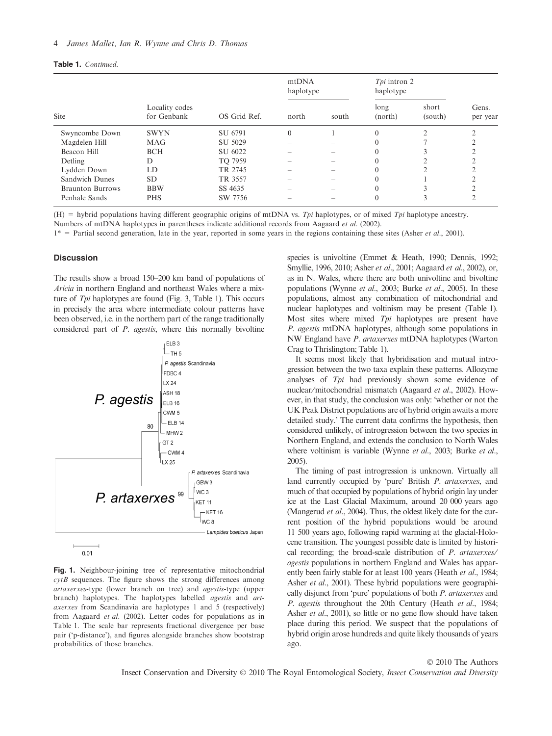**Table 1.** *Continued.*

| Site | Locality codes for Genbank | OS Grid Ref. | mtDNA haplotype | | *Tpi* intron 2 haplotype | | Gens. per year |
|---|---|---|---|---|---|---|---|
| | | | north | south | long (north) | short (south) | |
| Swyncombe Down | SWYN | SU 6791 | 0 | 1 | 0 | 2 | 2 |
| Magdelen Hill | MAG | SU 5029 | – | – | 0 | 7 | 2 |
| Beacon Hill | BCH | SU 6022 | – | – | 0 | 3 | 2 |
| Detling | D | TQ 7959 | – | – | 0 | 2 | 2 |
| Lydden Down | LD | TR 2745 | – | – | 0 | 2 | 2 |
| Sandwich Dunes | SD | TR 3557 | – | – | 0 | 1 | 2 |
| Braunton Burrows | BBW | SS 4635 | – | – | 0 | 3 | 2 |
| Penhale Sands | PHS | SW 7756 | – | – | 0 | 3 | 2 |

(H) = hybrid populations having different geographic origins of mtDNA vs. *Tpi* haplotypes, or of mixed *Tpi* haplotype ancestry.
Numbers of mtDNA haplotypes in parentheses indicate additional records from Aagaard *et al.* (2002).
1* = Partial second generation, late in the year, reported in some years in the regions containing these sites (Asher *et al.*, 2001).

## Discussion

The results show a broad 150–200 km band of populations of *Aricia* in northern England and northeast Wales where a mixture of *Tpi* haplotypes are found (Fig. 3, Table 1). This occurs in precisely the area where intermediate colour patterns have been observed, i.e. in the northern part of the range traditionally considered part of *P. agestis*, where this normally bivoltine species is univoltine (Emmet & Heath, 1990; Dennis, 1992; Smyllie, 1996, 2010; Asher *et al.*, 2001; Aagaard *et al.*, 2002), or, as in N. Wales, where there are both univoltine and bivoltine populations (Wynne *et al.*, 2003; Burke *et al.*, 2005). In these populations, almost any combination of mitochondrial and nuclear haplotypes and voltinism may be present (Table 1). Most sites where mixed *Tpi* haplotypes are present have *P. agestis* mtDNA haplotypes, although some populations in NW England have *P. artaxerxes* mtDNA haplotypes (Warton Crag to Thrislington; Table 1).

**Fig. 1.** Neighbour-joining tree of representative mitochondrial *cytB* sequences. The figure shows the strong differences among *artaxerxes*-type (lower branch on tree) and *agestis*-type (upper branch) haplotypes. The haplotypes labelled *agestis* and *artaxerxes* from Scandinavia are haplotypes 1 and 5 (respectively) from Aagaard *et al.* (2002). Letter codes for populations as in Table 1. The scale bar represents fractional divergence per base pair ('p-distance'), and figures alongside branches show bootstrap probabilities of those branches.

It seems most likely that hybridisation and mutual introgression between the two taxa explain these patterns. Allozyme analyses of *Tpi* had previously shown some evidence of nuclear/mitochondrial mismatch (Aagaard *et al.*, 2002). However, in that study, the conclusion was only: 'whether or not the UK Peak District populations are of hybrid origin awaits a more detailed study.' The current data confirms the hypothesis, then considered unlikely, of introgression between the two species in Northern England, and extends the conclusion to North Wales where voltinism is variable (Wynne *et al.*, 2003; Burke *et al.*, 2005).

The timing of past introgression is unknown. Virtually all land currently occupied by 'pure' British *P. artaxerxes*, and much of that occupied by populations of hybrid origin lay under ice at the Last Glacial Maximum, around 20 000 years ago (Mangerud *et al.*, 2004). Thus, the oldest likely date for the current position of the hybrid populations would be around 11 500 years ago, following rapid warming at the glacial-Holocene transition. The youngest possible date is limited by historical recording; the broad-scale distribution of *P. artaxerxes/agestis* populations in northern England and Wales has apparently been fairly stable for at least 100 years (Heath *et al.*, 1984; Asher *et al.*, 2001). These hybrid populations were geographically disjunct from 'pure' populations of both *P. artaxerxes* and *P. agestis* throughout the 20th Century (Heath *et al.*, 1984; Asher *et al.*, 2001), so little or no gene flow should have taken place during this period. We suspect that the populations of hybrid origin arose hundreds and quite likely thousands of years ago.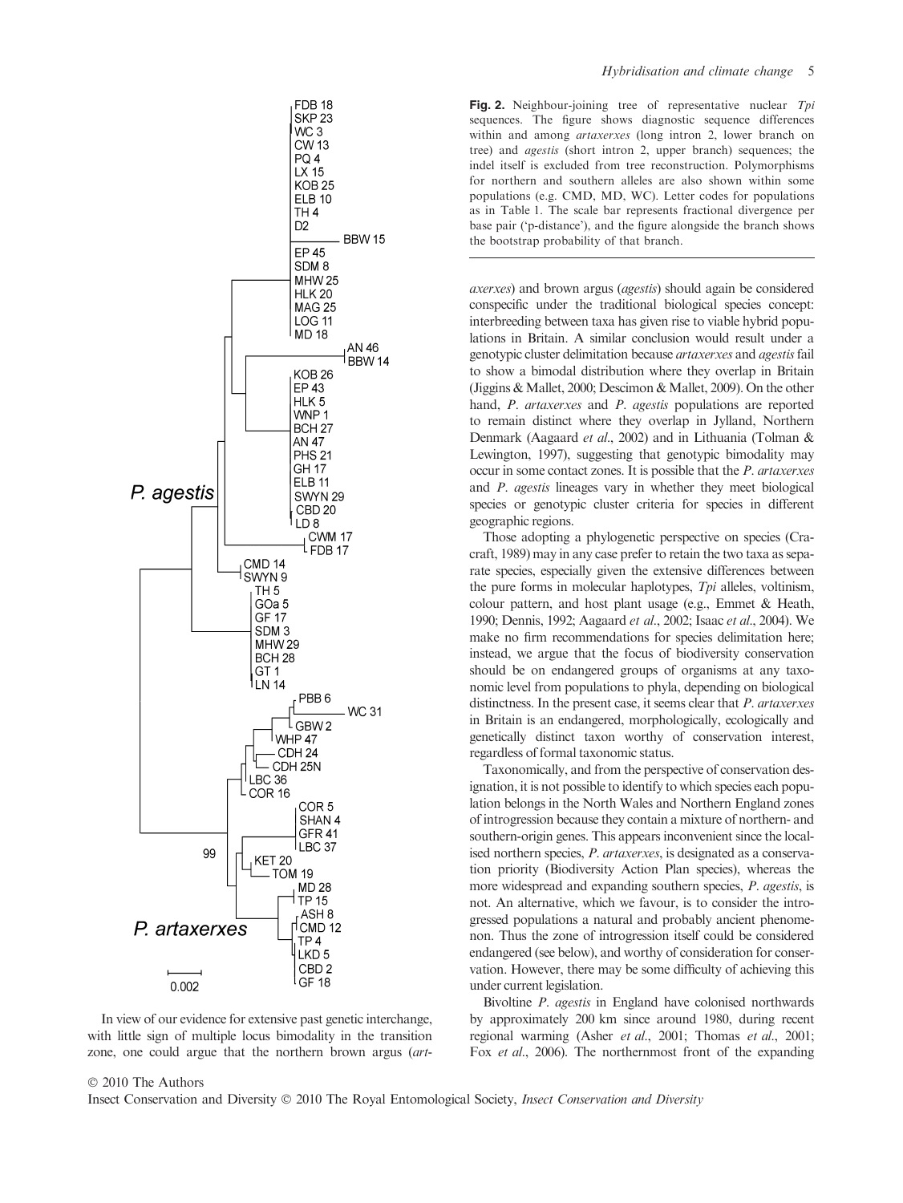**Fig. 2.** Neighbour-joining tree of representative nuclear *Tpi* sequences. The figure shows diagnostic sequence differences within and among *artaxerxes* (long intron 2, lower branch on tree) and *agestis* (short intron 2, upper branch) sequences; the indel itself is excluded from tree reconstruction. Polymorphisms for northern and southern alleles are also shown within some populations (e.g. CMD, MD, WC). Letter codes for populations as in Table 1. The scale bar represents fractional divergence per base pair ('p-distance'), and the figure alongside the branch shows the bootstrap probability of that branch.

In view of our evidence for extensive past genetic interchange, with little sign of multiple locus bimodality in the transition zone, one could argue that the northern brown argus (*artaxerxes*) and brown argus (*agestis*) should again be considered conspecific under the traditional biological species concept: interbreeding between taxa has given rise to viable hybrid populations in Britain. A similar conclusion would result under a genotypic cluster delimitation because *artaxerxes* and *agestis* fail to show a bimodal distribution where they overlap in Britain (Jiggins & Mallet, 2000; Descimon & Mallet, 2009). On the other hand, *P. artaxerxes* and *P. agestis* populations are reported to remain distinct where they overlap in Jylland, Northern Denmark (Aagaard *et al.*, 2002) and in Lithuania (Tolman & Lewington, 1997), suggesting that genotypic bimodality may occur in some contact zones. It is possible that the *P. artaxerxes* and *P. agestis* lineages vary in whether they meet biological species or genotypic cluster criteria for species in different geographic regions.

Those adopting a phylogenetic perspective on species (Cracraft, 1989) may in any case prefer to retain the two taxa as separate species, especially given the extensive differences between the pure forms in molecular haplotypes, *Tpi* alleles, voltinism, colour pattern, and host plant usage (e.g., Emmet & Heath, 1990; Dennis, 1992; Aagaard *et al.*, 2002; Isaac *et al.*, 2004). We make no firm recommendations for species delimitation here; instead, we argue that the focus of biodiversity conservation should be on endangered groups of organisms at any taxonomic level from populations to phyla, depending on biological distinctness. In the present case, it seems clear that *P. artaxerxes* in Britain is an endangered, morphologically, ecologically and genetically distinct taxon worthy of conservation interest, regardless of formal taxonomic status.

Taxonomically, and from the perspective of conservation designation, it is not possible to identify to which species each population belongs in the North Wales and Northern England zones of introgression because they contain a mixture of northern- and southern-origin genes. This appears inconvenient since the localised northern species, *P. artaxerxes*, is designated as a conservation priority (Biodiversity Action Plan species), whereas the more widespread and expanding southern species, *P. agestis*, is not. An alternative, which we favour, is to consider the introgressed populations a natural and probably ancient phenomenon. Thus the zone of introgression itself could be considered endangered (see below), and worthy of consideration for conservation. However, there may be some difficulty of achieving this under current legislation.

Bivoltine *P. agestis* in England have colonised northwards by approximately 200 km since around 1980, during recent regional warming (Asher *et al.*, 2001; Thomas *et al.*, 2001; Fox *et al.*, 2006). The northernmost front of the expanding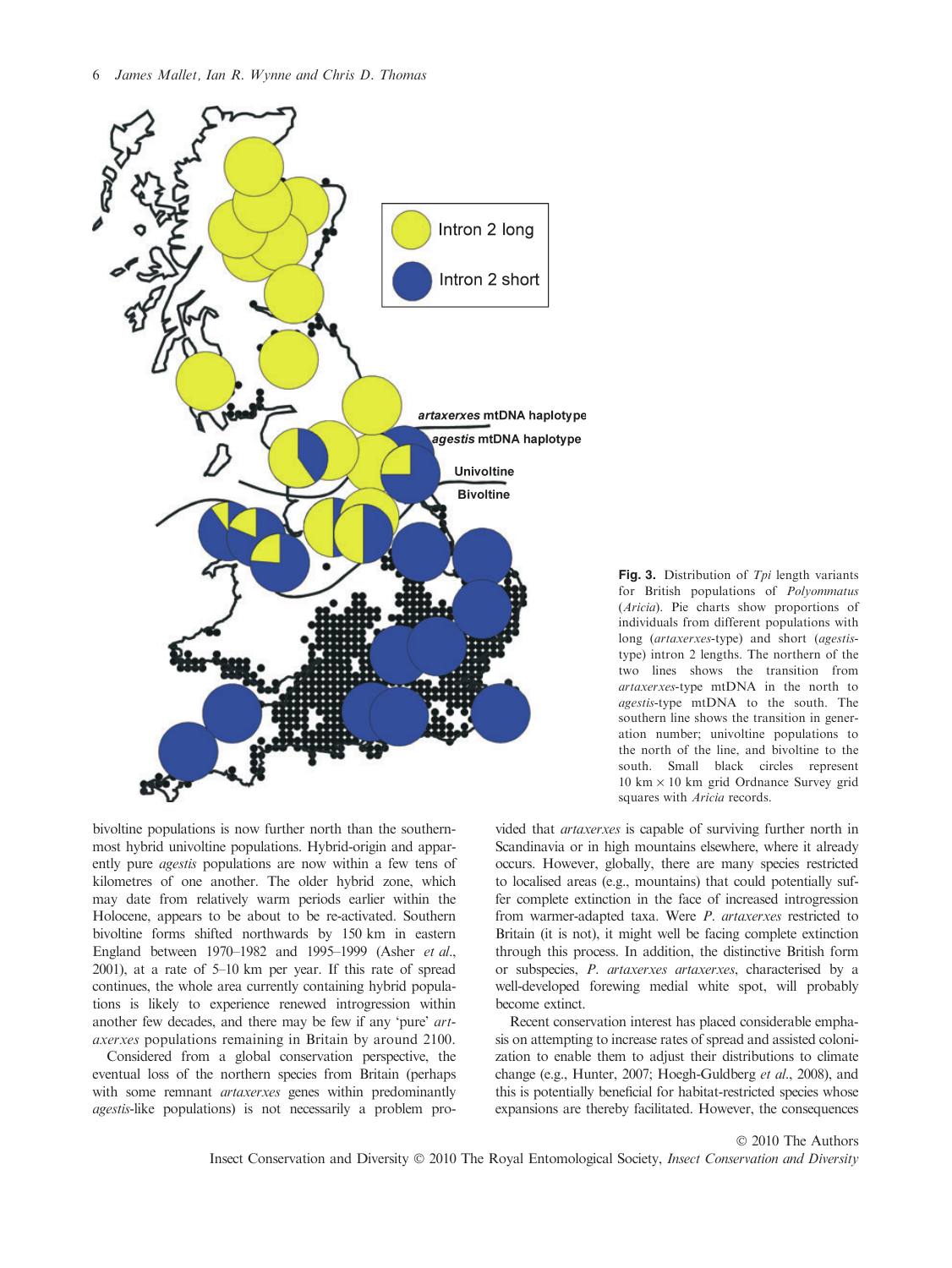**Fig. 3.** Distribution of *Tpi* length variants for British populations of *Polyommatus* (*Aricia*). Pie charts show proportions of individuals from different populations with long (*artaxerxes*-type) and short (*agestis*-type) intron 2 lengths. The northern of the two lines shows the transition from *artaxerxes*-type mtDNA in the north to *agestis*-type mtDNA to the south. The southern line shows the transition in generation number; univoltine populations to the north of the line, and bivoltine to the south. Small black circles represent 10 km × 10 km grid Ordnance Survey grid squares with *Aricia* records.

bivoltine populations is now further north than the southernmost hybrid univoltine populations. Hybrid-origin and apparently pure *agestis* populations are now within a few tens of kilometres of one another. The older hybrid zone, which may date from relatively warm periods earlier within the Holocene, appears to be about to be re-activated. Southern bivoltine forms shifted northwards by 150 km in eastern England between 1970–1982 and 1995–1999 (Asher *et al.*, 2001), at a rate of 5–10 km per year. If this rate of spread continues, the whole area currently containing hybrid populations is likely to experience renewed introgression within another few decades, and there may be few if any 'pure' *artaxerxes* populations remaining in Britain by around 2100.

Considered from a global conservation perspective, the eventual loss of the northern species from Britain (perhaps with some remnant *artaxerxes* genes within predominantly *agestis*-like populations) is not necessarily a problem provided that *artaxerxes* is capable of surviving further north in Scandinavia or in high mountains elsewhere, where it already occurs. However, globally, there are many species restricted to localised areas (e.g., mountains) that could potentially suffer complete extinction in the face of increased introgression from warmer-adapted taxa. Were *P. artaxerxes* restricted to Britain (it is not), it might well be facing complete extinction through this process. In addition, the distinctive British form or subspecies, *P. artaxerxes artaxerxes*, characterised by a well-developed forewing medial white spot, will probably become extinct.

Recent conservation interest has placed considerable emphasis on attempting to increase rates of spread and assisted colonization to enable them to adjust their distributions to climate change (e.g., Hunter, 2007; Hoegh-Guldberg *et al.*, 2008), and this is potentially beneficial for habitat-restricted species whose expansions are thereby facilitated. However, the consequences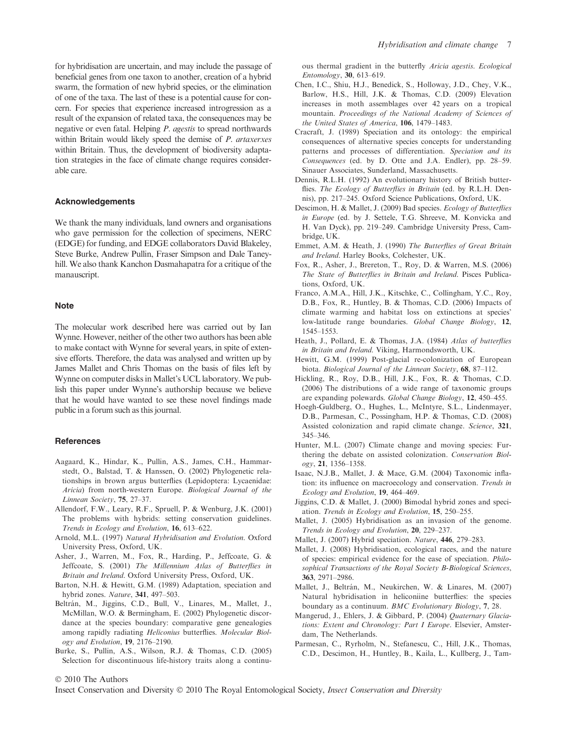for hybridisation are uncertain, and may include the passage of beneficial genes from one taxon to another, creation of a hybrid swarm, the formation of new hybrid species, or the elimination of one of the taxa. The last of these is a potential cause for concern. For species that experience increased introgression as a result of the expansion of related taxa, the consequences may be negative or even fatal. Helping *P. agestis* to spread northwards within Britain would likely speed the demise of *P. artaxerxes* within Britain. Thus, the development of biodiversity adaptation strategies in the face of climate change requires considerable care.

### Acknowledgements

We thank the many individuals, land owners and organisations who gave permission for the collection of specimens, NERC (EDGE) for funding, and EDGE collaborators David Blakeley, Steve Burke, Andrew Pullin, Fraser Simpson and Dale Taneyhill. We also thank Kanchon Dasmahapatra for a critique of the manauscript.

### Note

The molecular work described here was carried out by Ian Wynne. However, neither of the other two authors has been able to make contact with Wynne for several years, in spite of extensive efforts. Therefore, the data was analysed and written up by James Mallet and Chris Thomas on the basis of files left by Wynne on computer disks in Mallet's UCL laboratory. We publish this paper under Wynne's authorship because we believe that he would have wanted to see these novel findings made public in a forum such as this journal.

### References

Aagaard, K., Hindar, K., Pullin, A.S., James, C.H., Hammarstedt, O., Balstad, T. & Hanssen, O. (2002) Phylogenetic relationships in brown argus butterflies (Lepidoptera: Lycaenidae: *Aricia*) from north-western Europe. *Biological Journal of the Linnean Society*, **75**, 27–37.

Allendorf, F.W., Leary, R.F., Spruell, P. & Wenburg, J.K. (2001) The problems with hybrids: setting conservation guidelines. *Trends in Ecology and Evolution*, **16**, 613–622.

Arnold, M.L. (1997) *Natural Hybridisation and Evolution*. Oxford University Press, Oxford, UK.

Asher, J., Warren, M., Fox, R., Harding, P., Jeffcoate, G. & Jeffcoate, S. (2001) *The Millennium Atlas of Butterflies in Britain and Ireland*. Oxford University Press, Oxford, UK.

Barton, N.H. & Hewitt, G.M. (1989) Adaptation, speciation and hybrid zones. *Nature*, **341**, 497–503.

Beltrán, M., Jiggins, C.D., Bull, V., Linares, M., Mallet, J., McMillan, W.O. & Bermingham, E. (2002) Phylogenetic discordance at the species boundary: comparative gene genealogies among rapidly radiating *Heliconius* butterflies. *Molecular Biology and Evolution*, **19**, 2176–2190.

Burke, S., Pullin, A.S., Wilson, R.J. & Thomas, C.D. (2005) Selection for discontinuous life-history traits along a continuous thermal gradient in the butterfly *Aricia agestis*. *Ecological Entomology*, **30**, 613–619.

Chen, I.C., Shiu, H.J., Benedick, S., Holloway, J.D., Chey, V.K., Barlow, H.S., Hill, J.K. & Thomas, C.D. (2009) Elevation increases in moth assemblages over 42 years on a tropical mountain. *Proceedings of the National Academy of Sciences of the United States of America*, **106**, 1479–1483.

Cracraft, J. (1989) Speciation and its ontology: the empirical consequences of alternative species concepts for understanding patterns and processes of differentiation. *Speciation and its Consequences* (ed. by D. Otte and J.A. Endler), pp. 28–59. Sinauer Associates, Sunderland, Massachusetts.

Dennis, R.L.H. (1992) An evolutionary history of British butterflies. *The Ecology of Butterflies in Britain* (ed. by R.L.H. Dennis), pp. 217–245. Oxford Science Publications, Oxford, UK.

Descimon, H. & Mallet, J. (2009) Bad species. *Ecology of Butterflies in Europe* (ed. by J. Settele, T.G. Shreeve, M. Konvicka and H. Van Dyck), pp. 219–249. Cambridge University Press, Cambridge, UK.

Emmet, A.M. & Heath, J. (1990) *The Butterflies of Great Britain and Ireland*. Harley Books, Colchester, UK.

Fox, R., Asher, J., Brereton, T., Roy, D. & Warren, M.S. (2006) *The State of Butterflies in Britain and Ireland*. Pisces Publications, Oxford, UK.

Franco, A.M.A., Hill, J.K., Kitschke, C., Collingham, Y.C., Roy, D.B., Fox, R., Huntley, B. & Thomas, C.D. (2006) Impacts of climate warming and habitat loss on extinctions at species' low-latitude range boundaries. *Global Change Biology*, **12**, 1545–1553.

Heath, J., Pollard, E. & Thomas, J.A. (1984) *Atlas of butterflies in Britain and Ireland*. Viking, Harmondsworth, UK.

Hewitt, G.M. (1999) Post-glacial re-colonization of European biota. *Biological Journal of the Linnean Society*, **68**, 87–112.

Hickling, R., Roy, D.B., Hill, J.K., Fox, R. & Thomas, C.D. (2006) The distributions of a wide range of taxonomic groups are expanding polewards. *Global Change Biology*, **12**, 450–455.

Hoegh-Guldberg, O., Hughes, L., McIntyre, S.L., Lindenmayer, D.B., Parmesan, C., Possingham, H.P. & Thomas, C.D. (2008) Assisted colonization and rapid climate change. *Science*, **321**, 345–346.

Hunter, M.L. (2007) Climate change and moving species: Furthering the debate on assisted colonization. *Conservation Biology*, **21**, 1356–1358.

Isaac, N.J.B., Mallet, J. & Mace, G.M. (2004) Taxonomic inflation: its influence on macroecology and conservation. *Trends in Ecology and Evolution*, **19**, 464–469.

Jiggins, C.D. & Mallet, J. (2000) Bimodal hybrid zones and speciation. *Trends in Ecology and Evolution*, **15**, 250–255.

Mallet, J. (2005) Hybridisation as an invasion of the genome. *Trends in Ecology and Evolution*, **20**, 229–237.

Mallet, J. (2007) Hybrid speciation. *Nature*, **446**, 279–283.

Mallet, J. (2008) Hybridisation, ecological races, and the nature of species: empirical evidence for the ease of speciation. *Philosophical Transactions of the Royal Society B-Biological Sciences*, **363**, 2971–2986.

Mallet, J., Beltrán, M., Neukirchen, W. & Linares, M. (2007) Natural hybridisation in heliconiine butterflies: the species boundary as a continuum. *BMC Evolutionary Biology*, **7**, 28.

Mangerud, J., Ehlers, J. & Gibbard, P. (2004) *Quaternary Glaciations: Extent and Chronology: Part I Europe*. Elsevier, Amsterdam, The Netherlands.

Parmesan, C., Ryrholm, N., Stefanescu, C., Hill, J.K., Thomas, C.D., Descimon, H., Huntley, B., Kaila, L., Kullberg, J., Tam-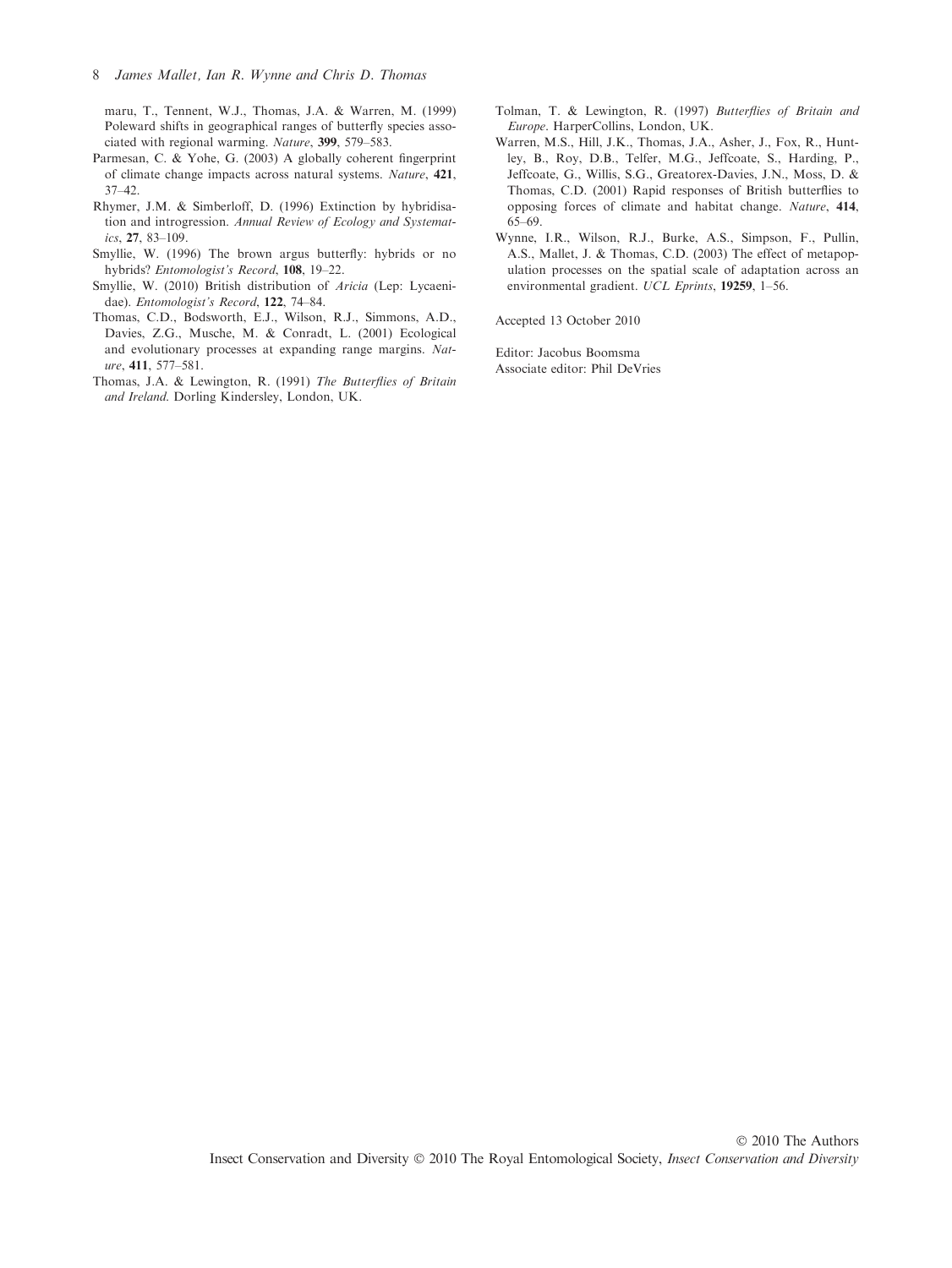maru, T., Tennent, W.J., Thomas, J.A. & Warren, M. (1999) Poleward shifts in geographical ranges of butterfly species associated with regional warming. *Nature*, **399**, 579–583.

Parmesan, C. & Yohe, G. (2003) A globally coherent fingerprint of climate change impacts across natural systems. *Nature*, **421**, 37–42.

Rhymer, J.M. & Simberloff, D. (1996) Extinction by hybridisation and introgression. *Annual Review of Ecology and Systematics*, **27**, 83–109.

Smyllie, W. (1996) The brown argus butterfly: hybrids or no hybrids? *Entomologist's Record*, **108**, 19–22.

Smyllie, W. (2010) British distribution of *Aricia* (Lep: Lycaenidae). *Entomologist's Record*, **122**, 74–84.

Thomas, C.D., Bodsworth, E.J., Wilson, R.J., Simmons, A.D., Davies, Z.G., Musche, M. & Conradt, L. (2001) Ecological and evolutionary processes at expanding range margins. *Nature*, **411**, 577–581.

Thomas, J.A. & Lewington, R. (1991) *The Butterflies of Britain and Ireland*. Dorling Kindersley, London, UK.

Tolman, T. & Lewington, R. (1997) *Butterflies of Britain and Europe*. HarperCollins, London, UK.

Warren, M.S., Hill, J.K., Thomas, J.A., Asher, J., Fox, R., Huntley, B., Roy, D.B., Telfer, M.G., Jeffcoate, S., Harding, P., Jeffcoate, G., Willis, S.G., Greatorex-Davies, J.N., Moss, D. & Thomas, C.D. (2001) Rapid responses of British butterflies to opposing forces of climate and habitat change. *Nature*, **414**, 65–69.

Wynne, I.R., Wilson, R.J., Burke, A.S., Simpson, F., Pullin, A.S., Mallet, J. & Thomas, C.D. (2003) The effect of metapopulation processes on the spatial scale of adaptation across an environmental gradient. *UCL Eprints*, **19259**, 1–56.

Accepted 13 October 2010

Editor: Jacobus Boomsma
Associate editor: Phil DeVries